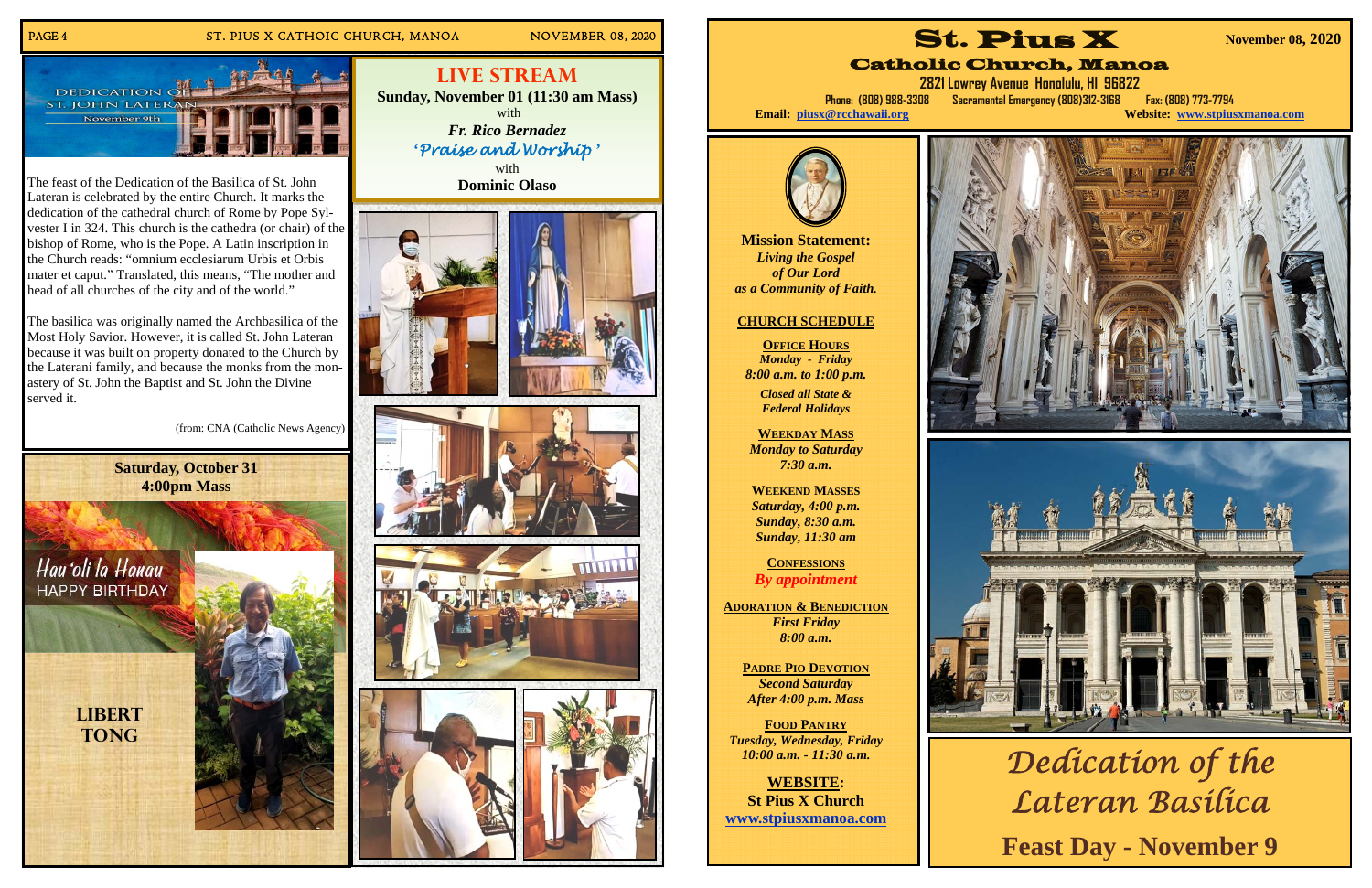# DEDICATION OF ST. JOHN LATERAN

November 9th

The feast of the Dedication of the Basilica of St. John Lateran is celebrated by the entire Church. It marks the dedication of the cathedral church of Rome by Pope Sylvester I in 324. This church is the cathedra (or chair) of the bishop of Rome, who is the Pope. A Latin inscription in the Church reads: "omnium ecclesiarum Urbis et Orbis mater et caput." Translated, this means, "The mother and head of all churches of the city and of the world."

The basilica was originally named the Archbasilica of the Most Holy Savior. However, it is called St. John Lateran because it was built on property donated to the Church by the Laterani family, and because the monks from the monastery of St. John the Baptist and St. John the Divine served it.

(from: CNA (Catholic News Agency)

## Saturday, October 31
## 4:00pm Mass

Hau'oli la Hanau
HAPPY BIRTHDAY

**LIBERT TONG**

## LIVE STREAM

**Sunday, November 01 (11:30 am Mass)**
with
***Fr. Rico Bernadez***
*'Praise and Worship'*
with
**Dominic Olaso**

# St. Pius X
## Catholic Church, Manoa

**November 08, 2020**

2821 Lowrey Avenue Honolulu, HI 96822

Phone: (808) 988-3308 Sacramental Emergency (808)312-3168 Fax: (808) 773-7794

**Email:** piusx@rcchawaii.org **Website:** www.stpiusxmanoa.com

**Mission Statement:**
*Living the Gospel of Our Lord as a Community of Faith.*

**CHURCH SCHEDULE**

**OFFICE HOURS**
*Monday - Friday*
*8:00 a.m. to 1:00 p.m.*
*Closed all State & Federal Holidays*

**WEEKDAY MASS**
*Monday to Saturday*
*7:30 a.m.*

**WEEKEND MASSES**
*Saturday, 4:00 p.m.*
*Sunday, 8:30 a.m.*
*Sunday, 11:30 am*

**CONFESSIONS**
*By appointment*

**ADORATION & BENEDICTION**
*First Friday*
*8:00 a.m.*

**PADRE PIO DEVOTION**
*Second Saturday*
*After 4:00 p.m. Mass*

**FOOD PANTRY**
*Tuesday, Wednesday, Friday*
*10:00 a.m. - 11:30 a.m.*

**WEBSITE:**
**St Pius X Church**
www.stpiusxmanoa.com

# *Dedication of the Lateran Basilica*

## Feast Day - November 9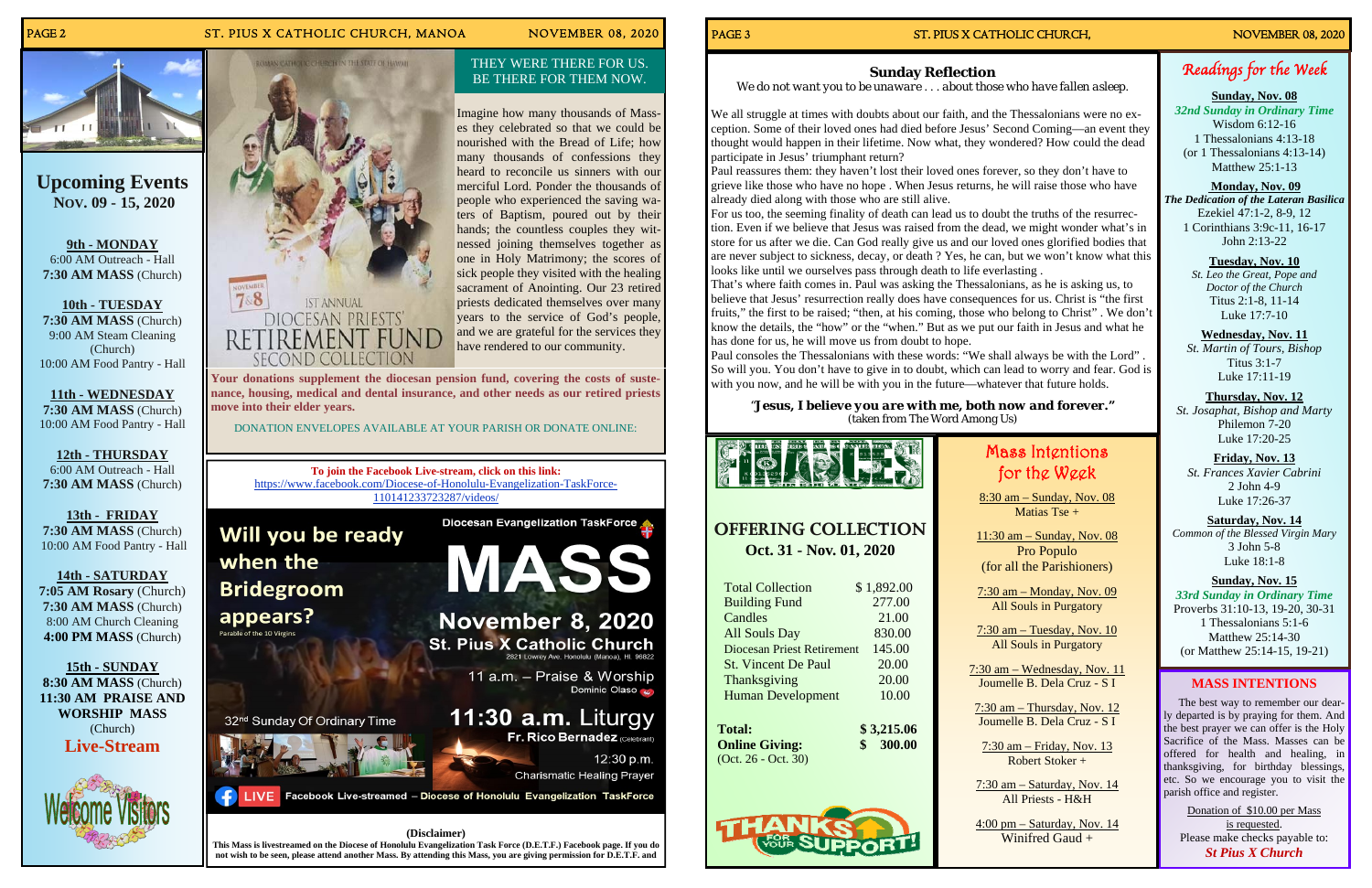# Upcoming Events
## Nov. 09 - 15, 2020

**9th - MONDAY**
6:00 AM Outreach - Hall
**7:30 AM MASS** (Church)

**10th - TUESDAY**
**7:30 AM MASS** (Church)
9:00 AM Steam Cleaning (Church)
10:00 AM Food Pantry - Hall

**11th - WEDNESDAY**
**7:30 AM MASS** (Church)
10:00 AM Food Pantry - Hall

**12th - THURSDAY**
6:00 AM Outreach - Hall
**7:30 AM MASS** (Church)

**13th - FRIDAY**
**7:30 AM MASS** (Church)
10:00 AM Food Pantry - Hall

**14th - SATURDAY**
**7:05 AM Rosary** (Church)
**7:30 AM MASS** (Church)
8:00 AM Church Cleaning
**4:00 PM MASS** (Church)

**15th - SUNDAY**
**8:30 AM MASS** (Church)
**11:30 AM PRAISE AND WORSHIP MASS** (Church)
**Live-Stream**

Welcome Visitors

## THEY WERE THERE FOR US. BE THERE FOR THEM NOW.

ROMAN CATHOLIC CHURCH IN THE STATE OF HAWAII

NOVEMBER 7 & 8

1ST ANNUAL DIOCESAN PRIESTS' RETIREMENT FUND SECOND COLLECTION

Imagine how many thousands of Masses they celebrated so that we could be nourished with the Bread of Life; how many thousands of confessions they heard to reconcile us sinners with our merciful Lord. Ponder the thousands of people who experienced the saving waters of Baptism, poured out by their hands; the countless couples they witnessed joining themselves together as one in Holy Matrimony; the scores of sick people they visited with the healing sacrament of Anointing. Our 23 retired priests dedicated themselves over many years to the service of God's people, and we are grateful for the services they have rendered to our community.

**Your donations supplement the diocesan pension fund, covering the costs of sustenance, housing, medical and dental insurance, and other needs as our retired priests move into their elder years.**

DONATION ENVELOPES AVAILABLE AT YOUR PARISH OR DONATE ONLINE:

**To join the Facebook Live-stream, click on this link:**
https://www.facebook.com/Diocese-of-Honolulu-Evangelization-TaskForce-110141233723287/videos/

Will you be ready when the Bridegroom appears?
Parable of the 10 Virgins

Diocesan Evangelization TaskForce

MASS
November 8, 2020
St. Pius X Catholic Church
2821 Lowrey Ave. Honolulu (Manoa), HI 96822

11 a.m. – Praise & Worship
Dominic Olaso

32nd Sunday Of Ordinary Time

11:30 a.m. Liturgy
Fr. Rico Bernadez (Celebrant)

12:30 p.m.
Charismatic Healing Prayer

LIVE Facebook Live-streamed – Diocese of Honolulu Evangelization TaskForce

**(Disclaimer)**
**This Mass is livestreamed on the Diocese of Honolulu Evangelization Task Force (D.E.T.F.) Facebook page. If you do not wish to be seen, please attend another Mass. By attending this Mass, you are giving permission for D.E.T.F. and**

## Sunday Reflection

We do not want you to be unaware . . . about those who have fallen asleep.

We all struggle at times with doubts about our faith, and the Thessalonians were no exception. Some of their loved ones had died before Jesus' Second Coming—an event they thought would happen in their lifetime. Now what, they wondered? How could the dead participate in Jesus' triumphant return?

Paul reassures them: they haven't lost their loved ones forever, so they don't have to grieve like those who have no hope . When Jesus returns, he will raise those who have already died along with those who are still alive.

For us too, the seeming finality of death can lead us to doubt the truths of the resurrection. Even if we believe that Jesus was raised from the dead, we might wonder what's in store for us after we die. Can God really give us and our loved ones glorified bodies that are never subject to sickness, decay, or death ? Yes, he can, but we won't know what this looks like until we ourselves pass through death to life everlasting .

That's where faith comes in. Paul was asking the Thessalonians, as he is asking us, to believe that Jesus' resurrection really does have consequences for us. Christ is "the first fruits," the first to be raised; "then, at his coming, those who belong to Christ" . We don't know the details, the "how" or the "when." But as we put our faith in Jesus and what he has done for us, he will move us from doubt to hope.

Paul consoles the Thessalonians with these words: "We shall always be with the Lord" . So will you. You don't have to give in to doubt, which can lead to worry and fear. God is with you now, and he will be with you in the future—whatever that future holds.

***"Jesus, I believe you are with me, both now and forever."***
(taken from The Word Among Us)

## FINANCES

### OFFERING COLLECTION
**Oct. 31 - Nov. 01, 2020**

| | |
|---|---|
| Total Collection | $ 1,892.00 |
| Building Fund | 277.00 |
| Candles | 21.00 |
| All Souls Day | 830.00 |
| Diocesan Priest Retirement | 145.00 |
| St. Vincent De Paul | 20.00 |
| Thanksgiving | 20.00 |
| Human Development | 10.00 |
| **Total:** | **$ 3,215.06** |
| **Online Giving:** | **$ 300.00** |
| (Oct. 26 - Oct. 30) | |

THANKS FOR YOUR SUPPORT!

## Mass Intentions for the Week

8:30 am – Sunday, Nov. 08
Matias Tse +

11:30 am – Sunday, Nov. 08
Pro Populo
(for all the Parishioners)

7:30 am – Monday, Nov. 09
All Souls in Purgatory

7:30 am – Tuesday, Nov. 10
All Souls in Purgatory

7:30 am – Wednesday, Nov. 11
Joumelle B. Dela Cruz - S I

7:30 am – Thursday, Nov. 12
Joumelle B. Dela Cruz - S I

7:30 am – Friday, Nov. 13
Robert Stoker +

7:30 am – Saturday, Nov. 14
All Priests - H&H

4:00 pm – Saturday, Nov. 14
Winifred Gaud +

## Readings for the Week

**Sunday, Nov. 08**
***32nd Sunday in Ordinary Time***
Wisdom 6:12-16
1 Thessalonians 4:13-18
(or 1 Thessalonians 4:13-14)
Matthew 25:1-13

**Monday, Nov. 09**
***The Dedication of the Lateran Basilica***
Ezekiel 47:1-2, 8-9, 12
1 Corinthians 3:9c-11, 16-17
John 2:13-22

**Tuesday, Nov. 10**
*St. Leo the Great, Pope and Doctor of the Church*
Titus 2:1-8, 11-14
Luke 17:7-10

**Wednesday, Nov. 11**
*St. Martin of Tours, Bishop*
Titus 3:1-7
Luke 17:11-19

**Thursday, Nov. 12**
*St. Josaphat, Bishop and Marty*
Philemon 7-20
Luke 17:20-25

**Friday, Nov. 13**
*St. Frances Xavier Cabrini*
2 John 4-9
Luke 17:26-37

**Saturday, Nov. 14**
*Common of the Blessed Virgin Mary*
3 John 5-8
Luke 18:1-8

**Sunday, Nov. 15**
***33rd Sunday in Ordinary Time***
Proverbs 31:10-13, 19-20, 30-31
1 Thessalonians 5:1-6
Matthew 25:14-30
(or Matthew 25:14-15, 19-21)

## MASS INTENTIONS

The best way to remember our dearly departed is by praying for them. And the best prayer we can offer is the Holy Sacrifice of the Mass. Masses can be offered for health and healing, in thanksgiving, for birthday blessings, etc. So we encourage you to visit the parish office and register.

Donation of $10.00 per Mass is requested.
Please make checks payable to:
***St Pius X Church***